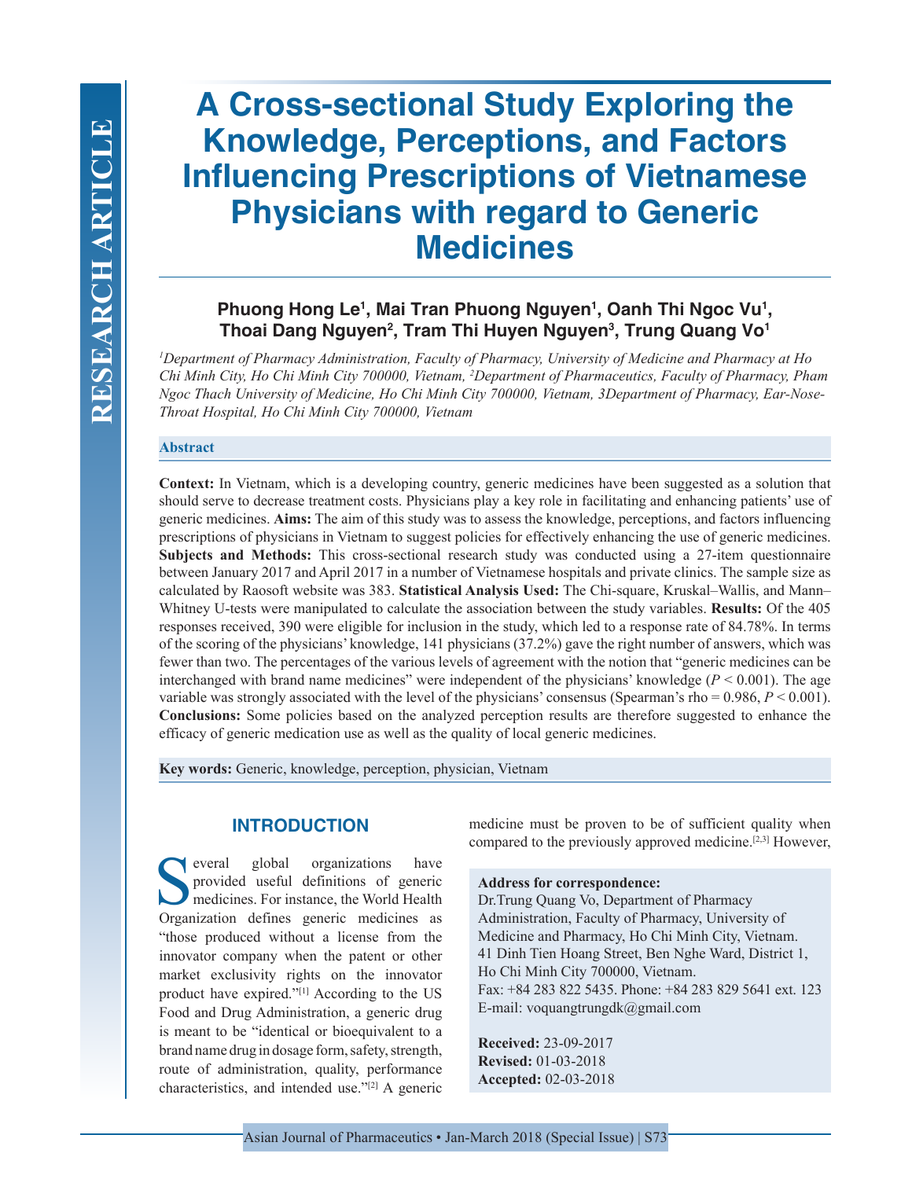# A Cross-sectional Study Exploring the Knowledge, Perceptions, and Factors Influencing Prescriptions of Vietnamese Physicians with regard to Generic Medicines

**Phuong Hong Le[1], Mai Tran Phuong Nguyen[1], Oanh Thi Ngoc Vu[1], Thoai Dang Nguyen[2], Tram Thi Huyen Nguyen[3], Trung Quang Vo[1]**

*[1]Department of Pharmacy Administration, Faculty of Pharmacy, University of Medicine and Pharmacy at Ho Chi Minh City, Ho Chi Minh City 700000, Vietnam, [2]Department of Pharmaceutics, Faculty of Pharmacy, Pham Ngoc Thach University of Medicine, Ho Chi Minh City 700000, Vietnam, 3Department of Pharmacy, Ear-Nose-Throat Hospital, Ho Chi Minh City 700000, Vietnam*

## Abstract

**Context:** In Vietnam, which is a developing country, generic medicines have been suggested as a solution that should serve to decrease treatment costs. Physicians play a key role in facilitating and enhancing patients' use of generic medicines. **Aims:** The aim of this study was to assess the knowledge, perceptions, and factors influencing prescriptions of physicians in Vietnam to suggest policies for effectively enhancing the use of generic medicines. **Subjects and Methods:** This cross-sectional research study was conducted using a 27-item questionnaire between January 2017 and April 2017 in a number of Vietnamese hospitals and private clinics. The sample size as calculated by Raosoft website was 383. **Statistical Analysis Used:** The Chi-square, Kruskal–Wallis, and Mann–Whitney U-tests were manipulated to calculate the association between the study variables. **Results:** Of the 405 responses received, 390 were eligible for inclusion in the study, which led to a response rate of 84.78%. In terms of the scoring of the physicians' knowledge, 141 physicians (37.2%) gave the right number of answers, which was fewer than two. The percentages of the various levels of agreement with the notion that "generic medicines can be interchanged with brand name medicines" were independent of the physicians' knowledge ($P < 0.001$). The age variable was strongly associated with the level of the physicians' consensus (Spearman's rho = 0.986, $P < 0.001$). **Conclusions:** Some policies based on the analyzed perception results are therefore suggested to enhance the efficacy of generic medication use as well as the quality of local generic medicines.

**Key words:** Generic, knowledge, perception, physician, Vietnam

## INTRODUCTION

Several global organizations have provided useful definitions of generic medicines. For instance, the World Health Organization defines generic medicines as "those produced without a license from the innovator company when the patent or other market exclusivity rights on the innovator product have expired."[1] According to the US Food and Drug Administration, a generic drug is meant to be "identical or bioequivalent to a brand name drug in dosage form, safety, strength, route of administration, quality, performance characteristics, and intended use."[2] A generic medicine must be proven to be of sufficient quality when compared to the previously approved medicine.[2,3] However,

**Address for correspondence:**
Dr.Trung Quang Vo, Department of Pharmacy Administration, Faculty of Pharmacy, University of Medicine and Pharmacy, Ho Chi Minh City, Vietnam. 41 Dinh Tien Hoang Street, Ben Nghe Ward, District 1, Ho Chi Minh City 700000, Vietnam.
Fax: +84 283 822 5435. Phone: +84 283 829 5641 ext. 123
E-mail: voquangtrungdk@gmail.com

**Received:** 23-09-2017
**Revised:** 01-03-2018
**Accepted:** 02-03-2018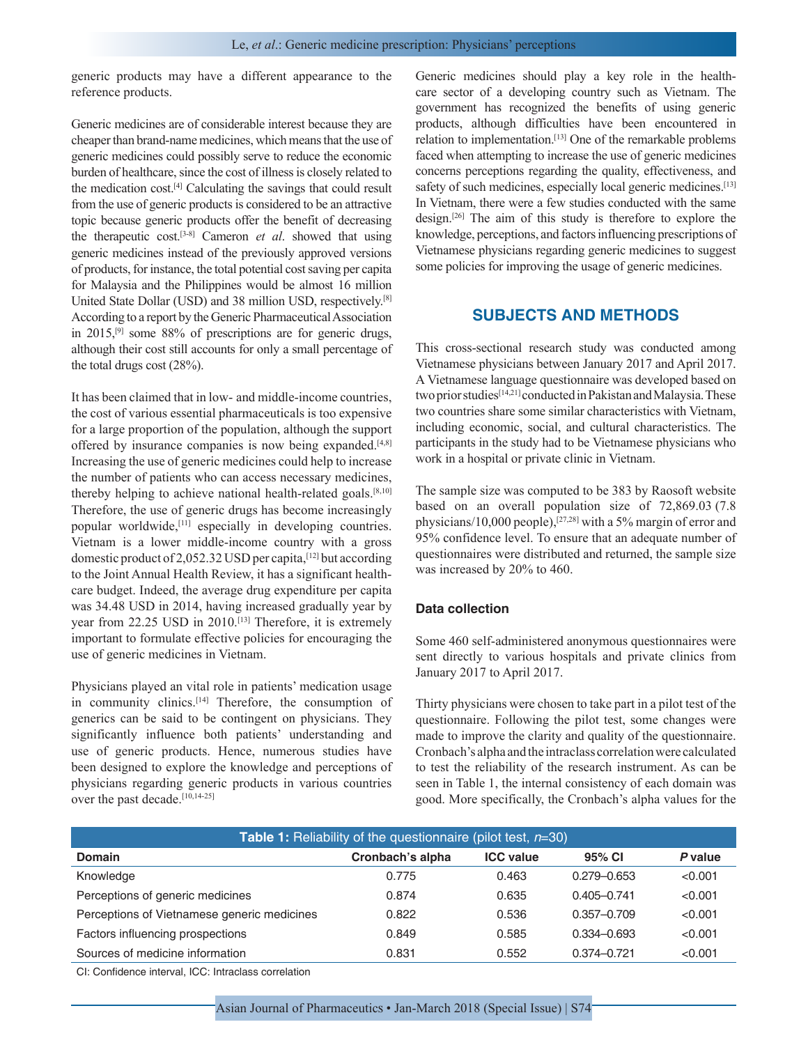generic products may have a different appearance to the reference products.

Generic medicines are of considerable interest because they are cheaper than brand-name medicines, which means that the use of generic medicines could possibly serve to reduce the economic burden of healthcare, since the cost of illness is closely related to the medication cost.[4] Calculating the savings that could result from the use of generic products is considered to be an attractive topic because generic products offer the benefit of decreasing the therapeutic cost.[3-8] Cameron *et al*. showed that using generic medicines instead of the previously approved versions of products, for instance, the total potential cost saving per capita for Malaysia and the Philippines would be almost 16 million United State Dollar (USD) and 38 million USD, respectively.[8] According to a report by the Generic Pharmaceutical Association in 2015,[9] some 88% of prescriptions are for generic drugs, although their cost still accounts for only a small percentage of the total drugs cost (28%).

It has been claimed that in low- and middle-income countries, the cost of various essential pharmaceuticals is too expensive for a large proportion of the population, although the support offered by insurance companies is now being expanded.[4,8] Increasing the use of generic medicines could help to increase the number of patients who can access necessary medicines, thereby helping to achieve national health-related goals.[8,10] Therefore, the use of generic drugs has become increasingly popular worldwide,[11] especially in developing countries. Vietnam is a lower middle-income country with a gross domestic product of 2,052.32 USD per capita,[12] but according to the Joint Annual Health Review, it has a significant health-care budget. Indeed, the average drug expenditure per capita was 34.48 USD in 2014, having increased gradually year by year from 22.25 USD in 2010.[13] Therefore, it is extremely important to formulate effective policies for encouraging the use of generic medicines in Vietnam.

Physicians played an vital role in patients' medication usage in community clinics.[14] Therefore, the consumption of generics can be said to be contingent on physicians. They significantly influence both patients' understanding and use of generic products. Hence, numerous studies have been designed to explore the knowledge and perceptions of physicians regarding generic products in various countries over the past decade.[10,14-25]

Generic medicines should play a key role in the health-care sector of a developing country such as Vietnam. The government has recognized the benefits of using generic products, although difficulties have been encountered in relation to implementation.[13] One of the remarkable problems faced when attempting to increase the use of generic medicines concerns perceptions regarding the quality, effectiveness, and safety of such medicines, especially local generic medicines.[13] In Vietnam, there were a few studies conducted with the same design.[26] The aim of this study is therefore to explore the knowledge, perceptions, and factors influencing prescriptions of Vietnamese physicians regarding generic medicines to suggest some policies for improving the usage of generic medicines.

## SUBJECTS AND METHODS

This cross-sectional research study was conducted among Vietnamese physicians between January 2017 and April 2017. A Vietnamese language questionnaire was developed based on two prior studies[14,21] conducted in Pakistan and Malaysia. These two countries share some similar characteristics with Vietnam, including economic, social, and cultural characteristics. The participants in the study had to be Vietnamese physicians who work in a hospital or private clinic in Vietnam.

The sample size was computed to be 383 by Raosoft website based on an overall population size of 72,869.03 (7.8 physicians/10,000 people),[27,28] with a 5% margin of error and 95% confidence level. To ensure that an adequate number of questionnaires were distributed and returned, the sample size was increased by 20% to 460.

### Data collection

Some 460 self-administered anonymous questionnaires were sent directly to various hospitals and private clinics from January 2017 to April 2017.

Thirty physicians were chosen to take part in a pilot test of the questionnaire. Following the pilot test, some changes were made to improve the clarity and quality of the questionnaire. Cronbach's alpha and the intraclass correlation were calculated to test the reliability of the research instrument. As can be seen in Table 1, the internal consistency of each domain was good. More specifically, the Cronbach's alpha values for the

**Table 1:** Reliability of the questionnaire (pilot test, *n*=30)

| Domain | Cronbach's alpha | ICC value | 95% CI | *P* value |
|---|---|---|---|---|
| Knowledge | 0.775 | 0.463 | 0.279–0.653 | <0.001 |
| Perceptions of generic medicines | 0.874 | 0.635 | 0.405–0.741 | <0.001 |
| Perceptions of Vietnamese generic medicines | 0.822 | 0.536 | 0.357–0.709 | <0.001 |
| Factors influencing prospections | 0.849 | 0.585 | 0.334–0.693 | <0.001 |
| Sources of medicine information | 0.831 | 0.552 | 0.374–0.721 | <0.001 |

CI: Confidence interval, ICC: Intraclass correlation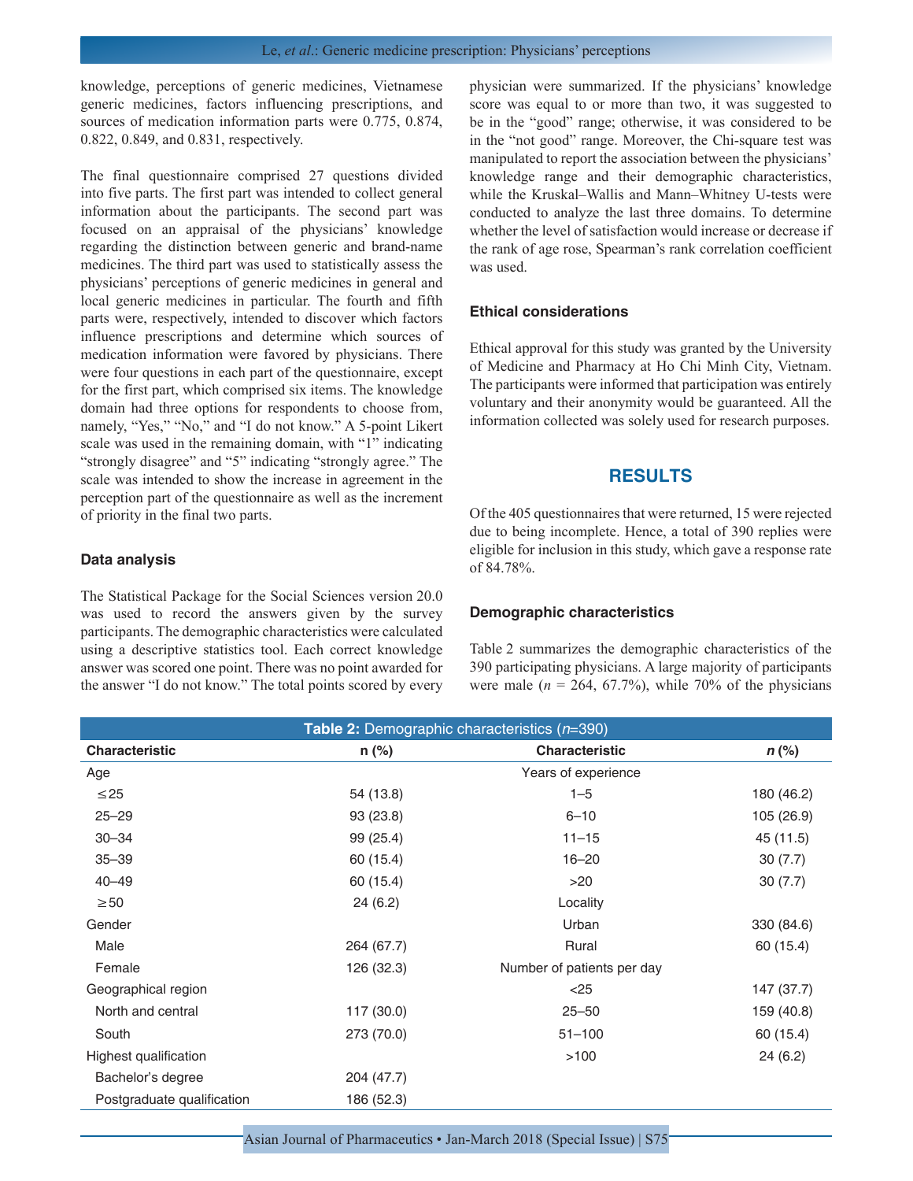knowledge, perceptions of generic medicines, Vietnamese generic medicines, factors influencing prescriptions, and sources of medication information parts were 0.775, 0.874, 0.822, 0.849, and 0.831, respectively.

The final questionnaire comprised 27 questions divided into five parts. The first part was intended to collect general information about the participants. The second part was focused on an appraisal of the physicians' knowledge regarding the distinction between generic and brand-name medicines. The third part was used to statistically assess the physicians' perceptions of generic medicines in general and local generic medicines in particular. The fourth and fifth parts were, respectively, intended to discover which factors influence prescriptions and determine which sources of medication information were favored by physicians. There were four questions in each part of the questionnaire, except for the first part, which comprised six items. The knowledge domain had three options for respondents to choose from, namely, "Yes," "No," and "I do not know." A 5-point Likert scale was used in the remaining domain, with "1" indicating "strongly disagree" and "5" indicating "strongly agree." The scale was intended to show the increase in agreement in the perception part of the questionnaire as well as the increment of priority in the final two parts.

### Data analysis

The Statistical Package for the Social Sciences version 20.0 was used to record the answers given by the survey participants. The demographic characteristics were calculated using a descriptive statistics tool. Each correct knowledge answer was scored one point. There was no point awarded for the answer "I do not know." The total points scored by every physician were summarized. If the physicians' knowledge score was equal to or more than two, it was suggested to be in the "good" range; otherwise, it was considered to be in the "not good" range. Moreover, the Chi-square test was manipulated to report the association between the physicians' knowledge range and their demographic characteristics, while the Kruskal–Wallis and Mann–Whitney U-tests were conducted to analyze the last three domains. To determine whether the level of satisfaction would increase or decrease if the rank of age rose, Spearman's rank correlation coefficient was used.

### Ethical considerations

Ethical approval for this study was granted by the University of Medicine and Pharmacy at Ho Chi Minh City, Vietnam. The participants were informed that participation was entirely voluntary and their anonymity would be guaranteed. All the information collected was solely used for research purposes.

## RESULTS

Of the 405 questionnaires that were returned, 15 were rejected due to being incomplete. Hence, a total of 390 replies were eligible for inclusion in this study, which gave a response rate of 84.78%.

### Demographic characteristics

Table 2 summarizes the demographic characteristics of the 390 participating physicians. A large majority of participants were male (*n* = 264, 67.7%), while 70% of the physicians

**Table 2:** Demographic characteristics (*n*=390)

| Characteristic | n (%) | Characteristic | *n* (%) |
|---|---|---|---|
| Age | | Years of experience | |
| ≤25 | 54 (13.8) | 1–5 | 180 (46.2) |
| 25–29 | 93 (23.8) | 6–10 | 105 (26.9) |
| 30–34 | 99 (25.4) | 11–15 | 45 (11.5) |
| 35–39 | 60 (15.4) | 16–20 | 30 (7.7) |
| 40–49 | 60 (15.4) | >20 | 30 (7.7) |
| ≥50 | 24 (6.2) | Locality | |
| Gender | | Urban | 330 (84.6) |
| Male | 264 (67.7) | Rural | 60 (15.4) |
| Female | 126 (32.3) | Number of patients per day | |
| Geographical region | | <25 | 147 (37.7) |
| North and central | 117 (30.0) | 25–50 | 159 (40.8) |
| South | 273 (70.0) | 51–100 | 60 (15.4) |
| Highest qualification | | >100 | 24 (6.2) |
| Bachelor's degree | 204 (47.7) | | |
| Postgraduate qualification | 186 (52.3) | | |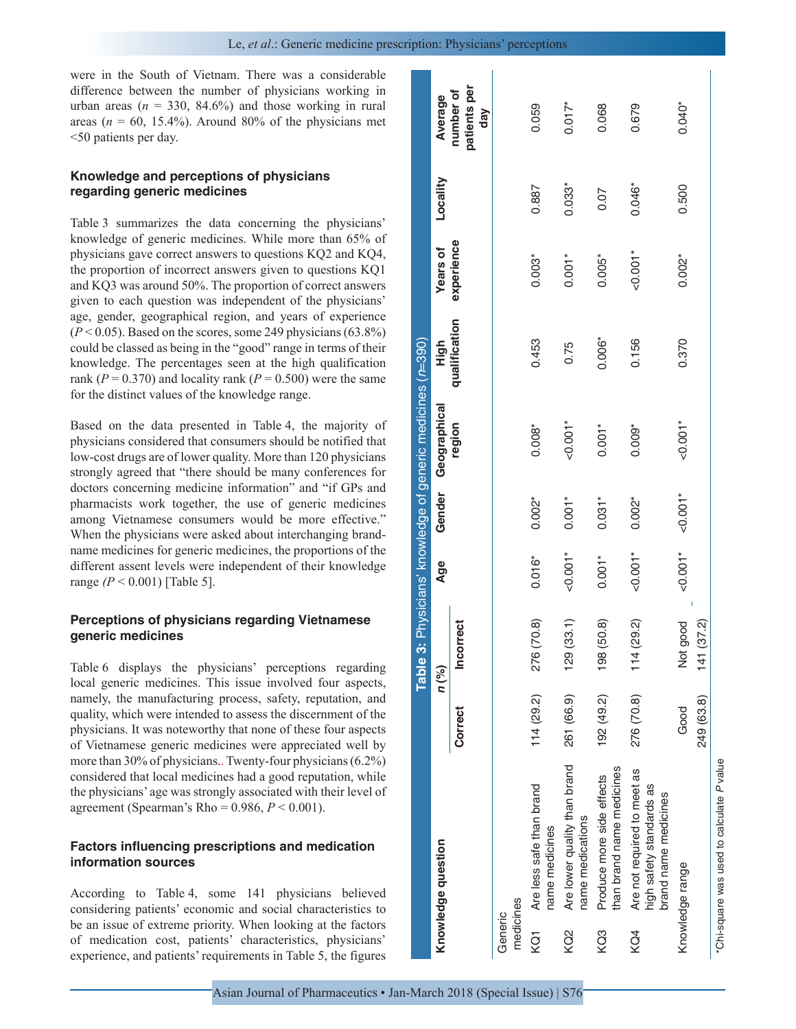were in the South of Vietnam. There was a considerable difference between the number of physicians working in urban areas ($n$ = 330, 84.6%) and those working in rural areas ($n$ = 60, 15.4%). Around 80% of the physicians met <50 patients per day.

### Knowledge and perceptions of physicians regarding generic medicines

Table 3 summarizes the data concerning the physicians' knowledge of generic medicines. While more than 65% of physicians gave correct answers to questions KQ2 and KQ4, the proportion of incorrect answers given to questions KQ1 and KQ3 was around 50%. The proportion of correct answers given to each question was independent of the physicians' age, gender, geographical region, and years of experience ($P < 0.05$). Based on the scores, some 249 physicians (63.8%) could be classed as being in the "good" range in terms of their knowledge. The percentages seen at the high qualification rank ($P = 0.370$) and locality rank ($P = 0.500$) were the same for the distinct values of the knowledge range.

Based on the data presented in Table 4, the majority of physicians considered that consumers should be notified that low-cost drugs are of lower quality. More than 120 physicians strongly agreed that "there should be many conferences for doctors concerning medicine information" and "if GPs and pharmacists work together, the use of generic medicines among Vietnamese consumers would be more effective." When the physicians were asked about interchanging brand-name medicines for generic medicines, the proportions of the different assent levels were independent of their knowledge range ($P < 0.001$) [Table 5].

### Perceptions of physicians regarding Vietnamese generic medicines

Table 6 displays the physicians' perceptions regarding local generic medicines. This issue involved four aspects, namely, the manufacturing process, safety, reputation, and quality, which were intended to assess the discernment of the physicians. It was noteworthy that none of these four aspects of Vietnamese generic medicines were appreciated well by more than 30% of physicians.. Twenty-four physicians (6.2%) considered that local medicines had a good reputation, while the physicians' age was strongly associated with their level of agreement (Spearman's Rho = 0.986, $P < 0.001$).

### Factors influencing prescriptions and medication information sources

According to Table 4, some 141 physicians believed considering patients' economic and social characteristics to be an issue of extreme priority. When looking at the factors of medication cost, patients' characteristics, physicians' experience, and patients' requirements in Table 5, the figures

**Table 3:** Physicians' knowledge of generic medicines ($n$=390)

| Knowledge question | | n (%) | | Age | Gender | Geographical region | High qualification | Years of experience | Locality | Average number of patients per day |
|---|---|---|---|---|---|---|---|---|---|---|
| | | Correct | Incorrect | | | | | | | |
| Generic medicines | | | | | | | | | | |
| KQ1 | Are less safe than brand name medicines | 114 (29.2) | 276 (70.8) | 0.016* | 0.002* | 0.008* | 0.453 | 0.003* | 0.887 | 0.059 |
| KQ2 | Are lower quality than brand name medications | 261 (66.9) | 129 (33.1) | <0.001* | 0.001* | <0.001* | 0.75 | 0.001* | 0.033* | 0.017* |
| KQ3 | Produce more side effects than brand name medicines | 192 (49.2) | 198 (50.8) | 0.001* | 0.031* | 0.001* | 0.006* | 0.005* | 0.07 | 0.068 |
| KQ4 | Are not required to meet as high safety standards as brand name medicines | 276 (70.8) | 114 (29.2) | <0.001* | 0.002* | 0.009* | 0.156 | <0.001* | 0.046* | 0.679 |
| Knowledge range | | Good 249 (63.8) | Not good 141 (37.2) | <0.001* | <0.001* | <0.001* | 0.370 | 0.002* | 0.500 | 0.040* |

*Chi-square was used to calculate $P$ value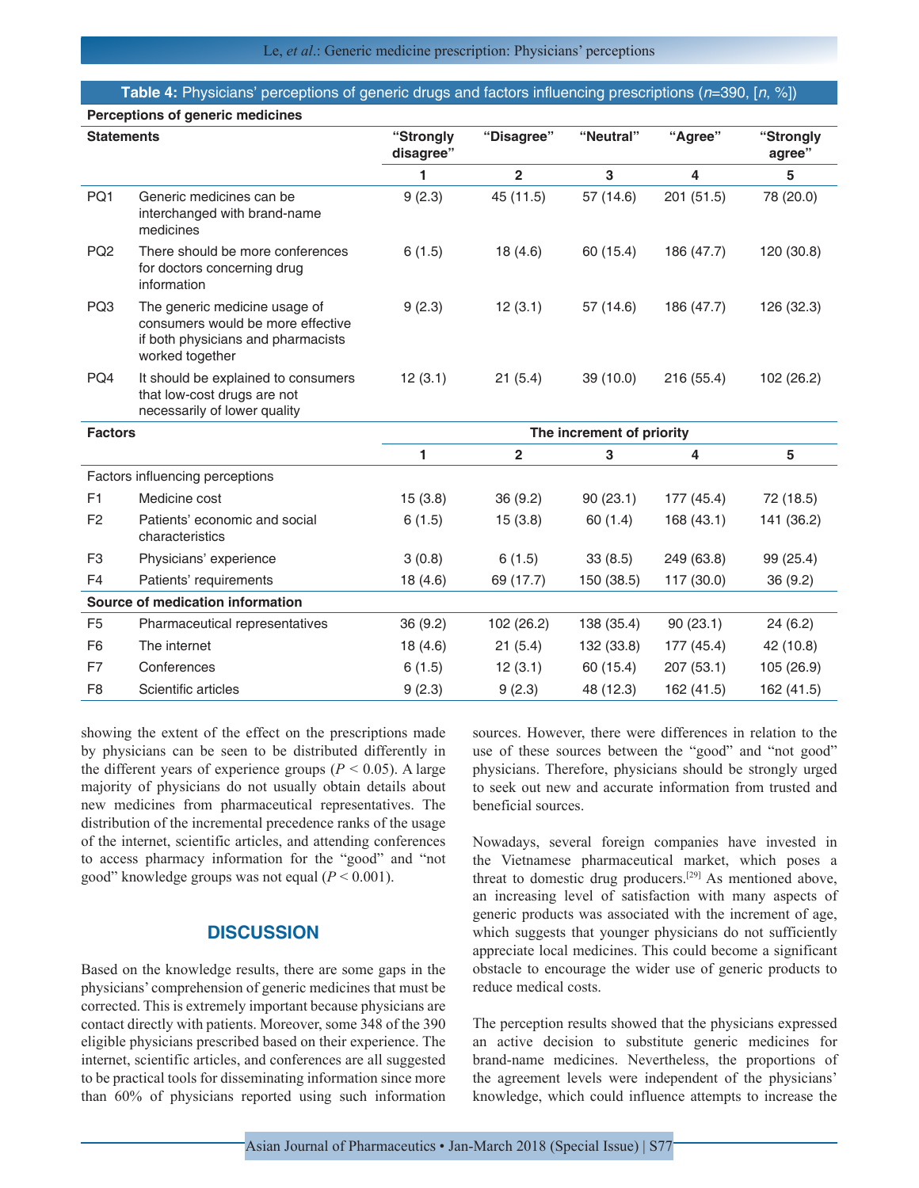**Table 4:** Physicians' perceptions of generic drugs and factors influencing prescriptions (*n*=390, [*n*, %])

| Perceptions of generic medicines | | | | | | |
|---|---|---|---|---|---|---|
| **Statements** | | **"Strongly disagree"** | **"Disagree"** | **"Neutral"** | **"Agree"** | **"Strongly agree"** |
| | | **1** | **2** | **3** | **4** | **5** |
| PQ1 | Generic medicines can be interchanged with brand-name medicines | 9 (2.3) | 45 (11.5) | 57 (14.6) | 201 (51.5) | 78 (20.0) |
| PQ2 | There should be more conferences for doctors concerning drug information | 6 (1.5) | 18 (4.6) | 60 (15.4) | 186 (47.7) | 120 (30.8) |
| PQ3 | The generic medicine usage of consumers would be more effective if both physicians and pharmacists worked together | 9 (2.3) | 12 (3.1) | 57 (14.6) | 186 (47.7) | 126 (32.3) |
| PQ4 | It should be explained to consumers that low-cost drugs are not necessarily of lower quality | 12 (3.1) | 21 (5.4) | 39 (10.0) | 216 (55.4) | 102 (26.2) |
| **Factors** | | **The increment of priority** | | | | |
| | | **1** | **2** | **3** | **4** | **5** |
| Factors influencing perceptions | | | | | | |
| F1 | Medicine cost | 15 (3.8) | 36 (9.2) | 90 (23.1) | 177 (45.4) | 72 (18.5) |
| F2 | Patients' economic and social characteristics | 6 (1.5) | 15 (3.8) | 60 (1.4) | 168 (43.1) | 141 (36.2) |
| F3 | Physicians' experience | 3 (0.8) | 6 (1.5) | 33 (8.5) | 249 (63.8) | 99 (25.4) |
| F4 | Patients' requirements | 18 (4.6) | 69 (17.7) | 150 (38.5) | 117 (30.0) | 36 (9.2) |
| **Source of medication information** | | | | | | |
| F5 | Pharmaceutical representatives | 36 (9.2) | 102 (26.2) | 138 (35.4) | 90 (23.1) | 24 (6.2) |
| F6 | The internet | 18 (4.6) | 21 (5.4) | 132 (33.8) | 177 (45.4) | 42 (10.8) |
| F7 | Conferences | 6 (1.5) | 12 (3.1) | 60 (15.4) | 207 (53.1) | 105 (26.9) |
| F8 | Scientific articles | 9 (2.3) | 9 (2.3) | 48 (12.3) | 162 (41.5) | 162 (41.5) |

showing the extent of the effect on the prescriptions made by physicians can be seen to be distributed differently in the different years of experience groups ($P < 0.05$). A large majority of physicians do not usually obtain details about new medicines from pharmaceutical representatives. The distribution of the incremental precedence ranks of the usage of the internet, scientific articles, and attending conferences to access pharmacy information for the "good" and "not good" knowledge groups was not equal ($P < 0.001$).

## DISCUSSION

Based on the knowledge results, there are some gaps in the physicians' comprehension of generic medicines that must be corrected. This is extremely important because physicians are contact directly with patients. Moreover, some 348 of the 390 eligible physicians prescribed based on their experience. The internet, scientific articles, and conferences are all suggested to be practical tools for disseminating information since more than 60% of physicians reported using such information sources. However, there were differences in relation to the use of these sources between the "good" and "not good" physicians. Therefore, physicians should be strongly urged to seek out new and accurate information from trusted and beneficial sources.

Nowadays, several foreign companies have invested in the Vietnamese pharmaceutical market, which poses a threat to domestic drug producers.[29] As mentioned above, an increasing level of satisfaction with many aspects of generic products was associated with the increment of age, which suggests that younger physicians do not sufficiently appreciate local medicines. This could become a significant obstacle to encourage the wider use of generic products to reduce medical costs.

The perception results showed that the physicians expressed an active decision to substitute generic medicines for brand-name medicines. Nevertheless, the proportions of the agreement levels were independent of the physicians' knowledge, which could influence attempts to increase the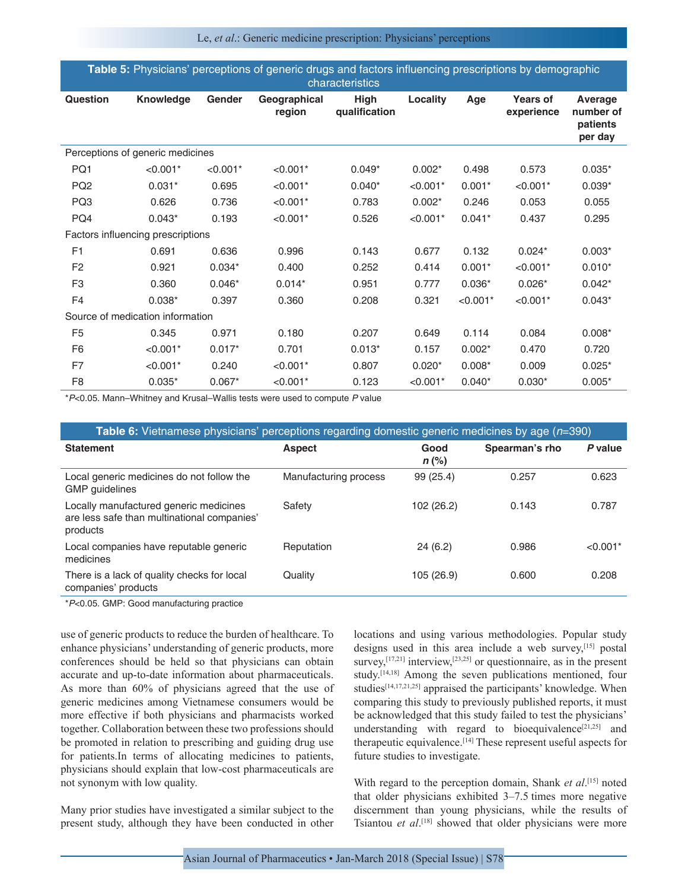**Table 5:** Physicians' perceptions of generic drugs and factors influencing prescriptions by demographic characteristics

| Question | Knowledge | Gender | Geographical region | High qualification | Locality | Age | Years of experience | Average number of patients per day |
|---|---|---|---|---|---|---|---|---|
| Perceptions of generic medicines | | | | | | | | |
| PQ1 | <0.001* | <0.001* | <0.001* | 0.049* | 0.002* | 0.498 | 0.573 | 0.035* |
| PQ2 | 0.031* | 0.695 | <0.001* | 0.040* | <0.001* | 0.001* | <0.001* | 0.039* |
| PQ3 | 0.626 | 0.736 | <0.001* | 0.783 | 0.002* | 0.246 | 0.053 | 0.055 |
| PQ4 | 0.043* | 0.193 | <0.001* | 0.526 | <0.001* | 0.041* | 0.437 | 0.295 |
| Factors influencing prescriptions | | | | | | | | |
| F1 | 0.691 | 0.636 | 0.996 | 0.143 | 0.677 | 0.132 | 0.024* | 0.003* |
| F2 | 0.921 | 0.034* | 0.400 | 0.252 | 0.414 | 0.001* | <0.001* | 0.010* |
| F3 | 0.360 | 0.046* | 0.014* | 0.951 | 0.777 | 0.036* | 0.026* | 0.042* |
| F4 | 0.038* | 0.397 | 0.360 | 0.208 | 0.321 | <0.001* | <0.001* | 0.043* |
| Source of medication information | | | | | | | | |
| F5 | 0.345 | 0.971 | 0.180 | 0.207 | 0.649 | 0.114 | 0.084 | 0.008* |
| F6 | <0.001* | 0.017* | 0.701 | 0.013* | 0.157 | 0.002* | 0.470 | 0.720 |
| F7 | <0.001* | 0.240 | <0.001* | 0.807 | 0.020* | 0.008* | 0.009 | 0.025* |
| F8 | 0.035* | 0.067* | <0.001* | 0.123 | <0.001* | 0.040* | 0.030* | 0.005* |

*$P<0.05$. Mann–Whitney and Krusal–Wallis tests were used to compute $P$ value

**Table 6:** Vietnamese physicians' perceptions regarding domestic generic medicines by age ($n$=390)

| Statement | Aspect | Good *n* (%) | Spearman's rho | *P* value |
|---|---|---|---|---|
| Local generic medicines do not follow the GMP guidelines | Manufacturing process | 99 (25.4) | 0.257 | 0.623 |
| Locally manufactured generic medicines are less safe than multinational companies' products | Safety | 102 (26.2) | 0.143 | 0.787 |
| Local companies have reputable generic medicines | Reputation | 24 (6.2) | 0.986 | <0.001* |
| There is a lack of quality checks for local companies' products | Quality | 105 (26.9) | 0.600 | 0.208 |

*$P<0.05$. GMP: Good manufacturing practice

use of generic products to reduce the burden of healthcare. To enhance physicians' understanding of generic products, more conferences should be held so that physicians can obtain accurate and up-to-date information about pharmaceuticals. As more than 60% of physicians agreed that the use of generic medicines among Vietnamese consumers would be more effective if both physicians and pharmacists worked together. Collaboration between these two professions should be promoted in relation to prescribing and guiding drug use for patients.In terms of allocating medicines to patients, physicians should explain that low-cost pharmaceuticals are not synonym with low quality.

Many prior studies have investigated a similar subject to the present study, although they have been conducted in other locations and using various methodologies. Popular study designs used in this area include a web survey,[15] postal survey,[17,21] interview,[23,25] or questionnaire, as in the present study.[14,18] Among the seven publications mentioned, four studies[14,17,21,25] appraised the participants' knowledge. When comparing this study to previously published reports, it must be acknowledged that this study failed to test the physicians' understanding with regard to bioequivalence[21,25] and therapeutic equivalence.[14] These represent useful aspects for future studies to investigate.

With regard to the perception domain, Shank *et al*.[15] noted that older physicians exhibited 3–7.5 times more negative discernment than young physicians, while the results of Tsiantou *et al*.[18] showed that older physicians were more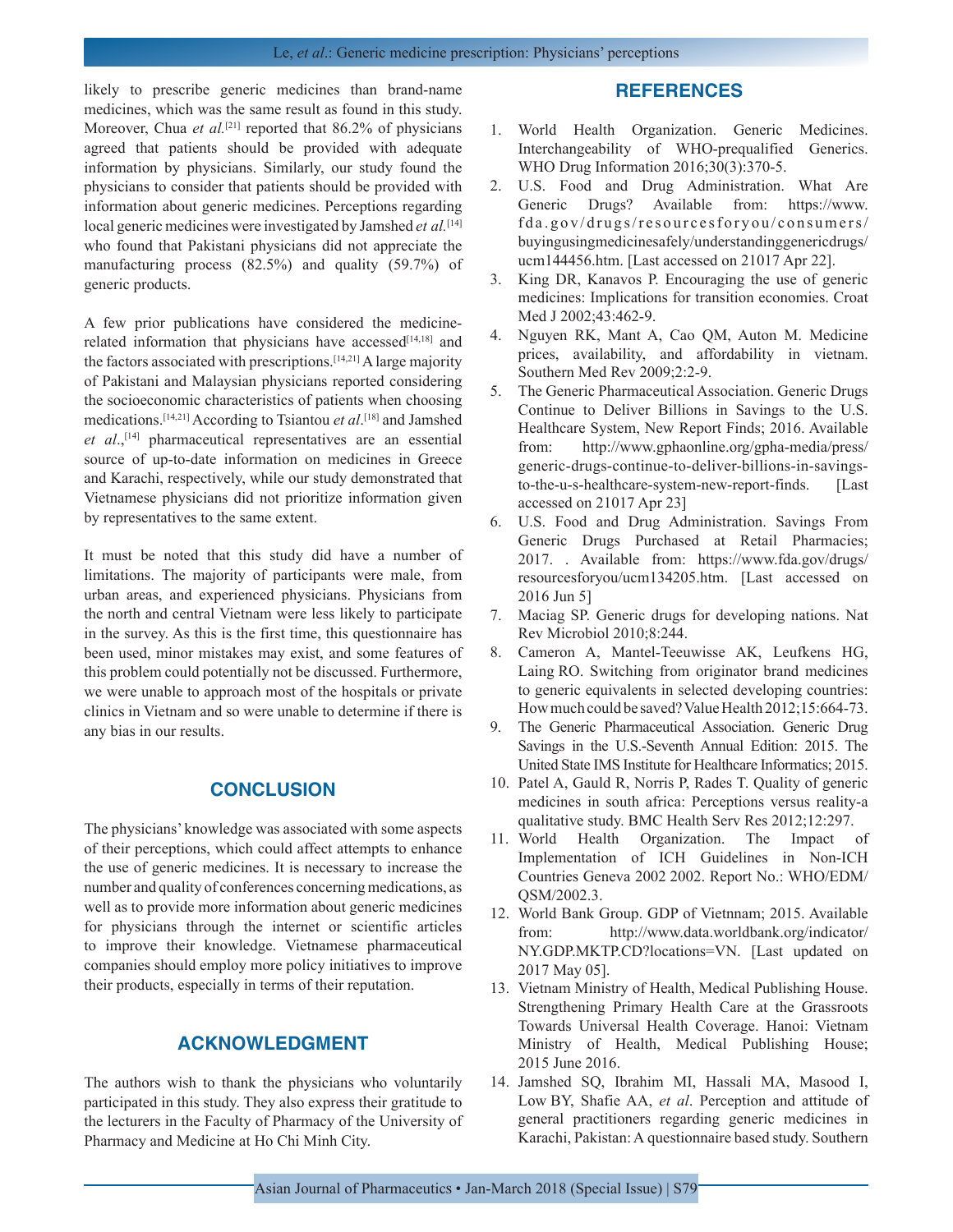likely to prescribe generic medicines than brand-name medicines, which was the same result as found in this study. Moreover, Chua *et al.*[21] reported that 86.2% of physicians agreed that patients should be provided with adequate information by physicians. Similarly, our study found the physicians to consider that patients should be provided with information about generic medicines. Perceptions regarding local generic medicines were investigated by Jamshed *et al.*[14] who found that Pakistani physicians did not appreciate the manufacturing process (82.5%) and quality (59.7%) of generic products.

A few prior publications have considered the medicine-related information that physicians have accessed[14,18] and the factors associated with prescriptions.[14,21] A large majority of Pakistani and Malaysian physicians reported considering the socioeconomic characteristics of patients when choosing medications.[14,21] According to Tsiantou *et al*.[18] and Jamshed *et al*.,[14] pharmaceutical representatives are an essential source of up-to-date information on medicines in Greece and Karachi, respectively, while our study demonstrated that Vietnamese physicians did not prioritize information given by representatives to the same extent.

It must be noted that this study did have a number of limitations. The majority of participants were male, from urban areas, and experienced physicians. Physicians from the north and central Vietnam were less likely to participate in the survey. As this is the first time, this questionnaire has been used, minor mistakes may exist, and some features of this problem could potentially not be discussed. Furthermore, we were unable to approach most of the hospitals or private clinics in Vietnam and so were unable to determine if there is any bias in our results.

## CONCLUSION

The physicians' knowledge was associated with some aspects of their perceptions, which could affect attempts to enhance the use of generic medicines. It is necessary to increase the number and quality of conferences concerning medications, as well as to provide more information about generic medicines for physicians through the internet or scientific articles to improve their knowledge. Vietnamese pharmaceutical companies should employ more policy initiatives to improve their products, especially in terms of their reputation.

## ACKNOWLEDGMENT

The authors wish to thank the physicians who voluntarily participated in this study. They also express their gratitude to the lecturers in the Faculty of Pharmacy of the University of Pharmacy and Medicine at Ho Chi Minh City.

## REFERENCES

1. World Health Organization. Generic Medicines. Interchangeability of WHO-prequalified Generics. WHO Drug Information 2016;30(3):370-5.
2. U.S. Food and Drug Administration. What Are Generic Drugs? Available from: https://www.fda.gov/drugs/resourcesforyou/consumers/buyingusingmedicinesafely/understandinggenericdrugs/ucm144456.htm. [Last accessed on 21017 Apr 22].
3. King DR, Kanavos P. Encouraging the use of generic medicines: Implications for transition economies. Croat Med J 2002;43:462-9.
4. Nguyen RK, Mant A, Cao QM, Auton M. Medicine prices, availability, and affordability in vietnam. Southern Med Rev 2009;2:2-9.
5. The Generic Pharmaceutical Association. Generic Drugs Continue to Deliver Billions in Savings to the U.S. Healthcare System, New Report Finds; 2016. Available from: http://www.gphaonline.org/gpha-media/press/generic-drugs-continue-to-deliver-billions-in-savings-to-the-u-s-healthcare-system-new-report-finds. [Last accessed on 21017 Apr 23]
6. U.S. Food and Drug Administration. Savings From Generic Drugs Purchased at Retail Pharmacies; 2017. . Available from: https://www.fda.gov/drugs/resourcesforyou/ucm134205.htm. [Last accessed on 2016 Jun 5]
7. Maciag SP. Generic drugs for developing nations. Nat Rev Microbiol 2010;8:244.
8. Cameron A, Mantel-Teeuwisse AK, Leufkens HG, Laing RO. Switching from originator brand medicines to generic equivalents in selected developing countries: How much could be saved? Value Health 2012;15:664-73.
9. The Generic Pharmaceutical Association. Generic Drug Savings in the U.S.-Seventh Annual Edition: 2015. The United State IMS Institute for Healthcare Informatics; 2015.
10. Patel A, Gauld R, Norris P, Rades T. Quality of generic medicines in south africa: Perceptions versus reality-a qualitative study. BMC Health Serv Res 2012;12:297.
11. World Health Organization. The Impact of Implementation of ICH Guidelines in Non-ICH Countries Geneva 2002 2002. Report No.: WHO/EDM/QSM/2002.3.
12. World Bank Group. GDP of Vietnnam; 2015. Available from: http://www.data.worldbank.org/indicator/NY.GDP.MKTP.CD?locations=VN. [Last updated on 2017 May 05].
13. Vietnam Ministry of Health, Medical Publishing House. Strengthening Primary Health Care at the Grassroots Towards Universal Health Coverage. Hanoi: Vietnam Ministry of Health, Medical Publishing House; 2015 June 2016.
14. Jamshed SQ, Ibrahim MI, Hassali MA, Masood I, Low BY, Shafie AA, *et al*. Perception and attitude of general practitioners regarding generic medicines in Karachi, Pakistan: A questionnaire based study. Southern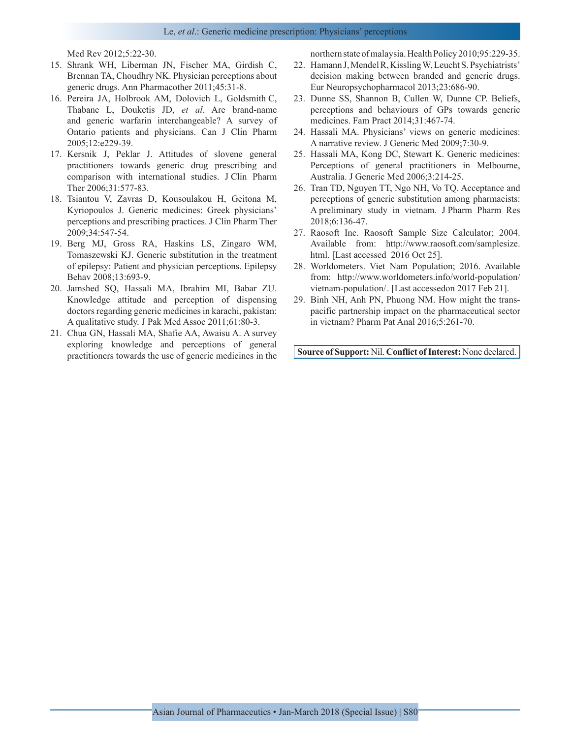Med Rev 2012;5:22-30.

15. Shrank WH, Liberman JN, Fischer MA, Girdish C, Brennan TA, Choudhry NK. Physician perceptions about generic drugs. Ann Pharmacother 2011;45:31-8.
16. Pereira JA, Holbrook AM, Dolovich L, Goldsmith C, Thabane L, Douketis JD, *et al*. Are brand-name and generic warfarin interchangeable? A survey of Ontario patients and physicians. Can J Clin Pharm 2005;12:e229-39.
17. Kersnik J, Peklar J. Attitudes of slovene general practitioners towards generic drug prescribing and comparison with international studies. J Clin Pharm Ther 2006;31:577-83.
18. Tsiantou V, Zavras D, Kousoulakou H, Geitona M, Kyriopoulos J. Generic medicines: Greek physicians' perceptions and prescribing practices. J Clin Pharm Ther 2009;34:547-54.
19. Berg MJ, Gross RA, Haskins LS, Zingaro WM, Tomaszewski KJ. Generic substitution in the treatment of epilepsy: Patient and physician perceptions. Epilepsy Behav 2008;13:693-9.
20. Jamshed SQ, Hassali MA, Ibrahim MI, Babar ZU. Knowledge attitude and perception of dispensing doctors regarding generic medicines in karachi, pakistan: A qualitative study. J Pak Med Assoc 2011;61:80-3.
21. Chua GN, Hassali MA, Shafie AA, Awaisu A. A survey exploring knowledge and perceptions of general practitioners towards the use of generic medicines in the northern state of malaysia. Health Policy 2010;95:229-35.
22. Hamann J, Mendel R, Kissling W, Leucht S. Psychiatrists' decision making between branded and generic drugs. Eur Neuropsychopharmacol 2013;23:686-90.
23. Dunne SS, Shannon B, Cullen W, Dunne CP. Beliefs, perceptions and behaviours of GPs towards generic medicines. Fam Pract 2014;31:467-74.
24. Hassali MA. Physicians' views on generic medicines: A narrative review. J Generic Med 2009;7:30-9.
25. Hassali MA, Kong DC, Stewart K. Generic medicines: Perceptions of general practitioners in Melbourne, Australia. J Generic Med 2006;3:214-25.
26. Tran TD, Nguyen TT, Ngo NH, Vo TQ. Acceptance and perceptions of generic substitution among pharmacists: A preliminary study in vietnam. J Pharm Pharm Res 2018;6:136-47.
27. Raosoft Inc. Raosoft Sample Size Calculator; 2004. Available from: http://www.raosoft.com/samplesize.html. [Last accessed 2016 Oct 25].
28. Worldometers. Viet Nam Population; 2016. Available from: http://www.worldometers.info/world-population/vietnam-population/. [Last accessedon 2017 Feb 21].
29. Binh NH, Anh PN, Phuong NM. How might the trans-pacific partnership impact on the pharmaceutical sector in vietnam? Pharm Pat Anal 2016;5:261-70.

**Source of Support:** Nil. **Conflict of Interest:** None declared.